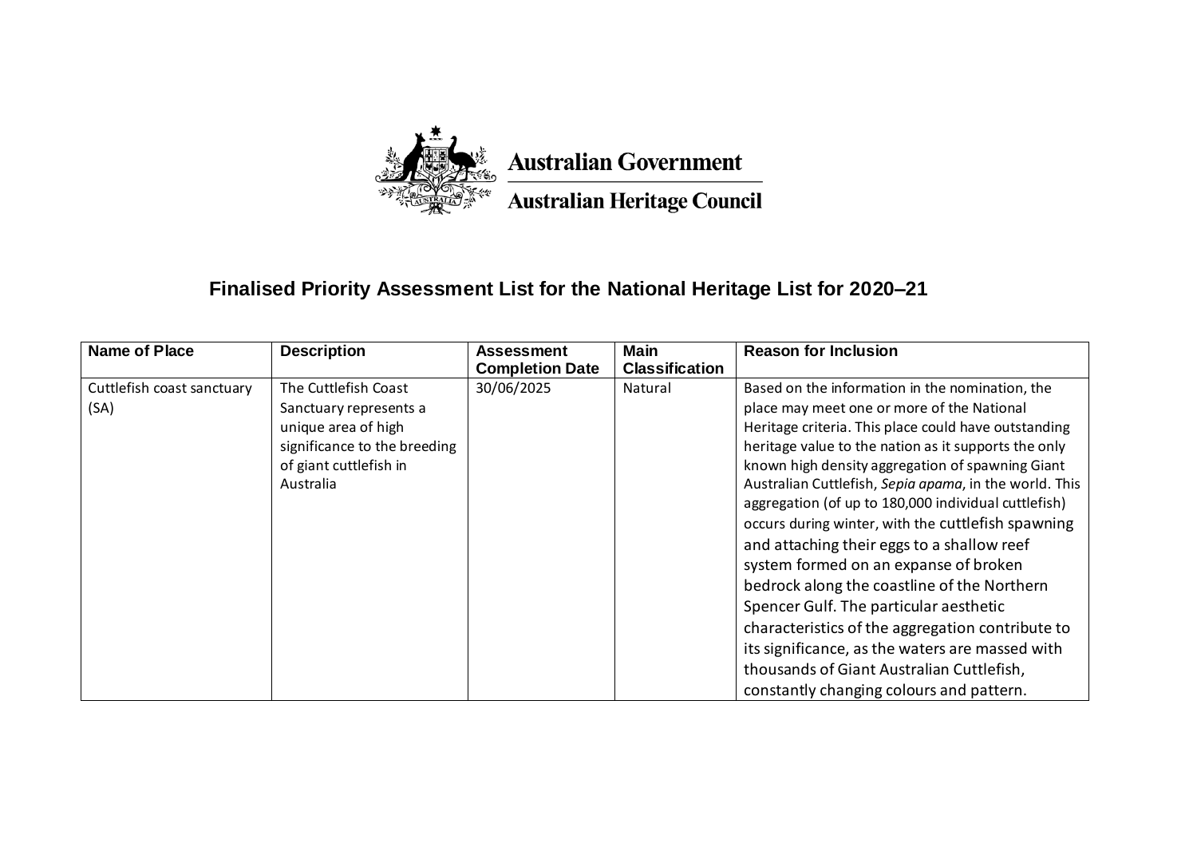Australian Government

Australian Heritage Council

# Finalised Priority Assessment List for the National Heritage List for 2020–21

| Name of Place | Description | Assessment Completion Date | Main Classification | Reason for Inclusion |
|---|---|---|---|---|
| Cuttlefish coast sanctuary (SA) | The Cuttlefish Coast Sanctuary represents a unique area of high significance to the breeding of giant cuttlefish in Australia | 30/06/2025 | Natural | Based on the information in the nomination, the place may meet one or more of the National Heritage criteria. This place could have outstanding heritage value to the nation as it supports the only known high density aggregation of spawning Giant Australian Cuttlefish, *Sepia apama*, in the world. This aggregation (of up to 180,000 individual cuttlefish) occurs during winter, with the cuttlefish spawning and attaching their eggs to a shallow reef system formed on an expanse of broken bedrock along the coastline of the Northern Spencer Gulf. The particular aesthetic characteristics of the aggregation contribute to its significance, as the waters are massed with thousands of Giant Australian Cuttlefish, constantly changing colours and pattern. |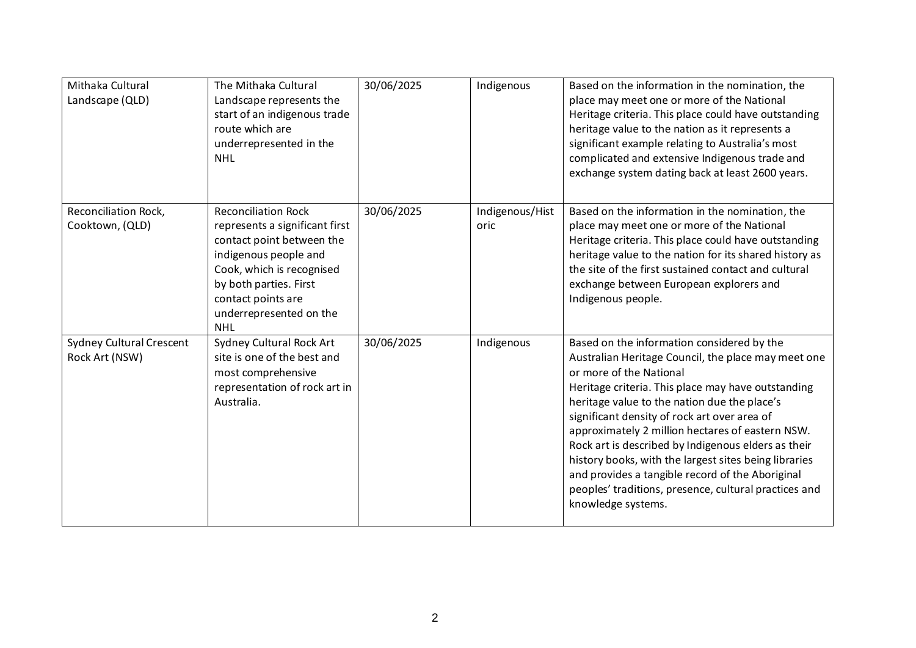| | | | | |
|---|---|---|---|---|
| Mithaka Cultural Landscape (QLD) | The Mithaka Cultural Landscape represents the start of an indigenous trade route which are underrepresented in the NHL | 30/06/2025 | Indigenous | Based on the information in the nomination, the place may meet one or more of the National Heritage criteria. This place could have outstanding heritage value to the nation as it represents a significant example relating to Australia's most complicated and extensive Indigenous trade and exchange system dating back at least 2600 years. |
| Reconciliation Rock, Cooktown, (QLD) | Reconciliation Rock represents a significant first contact point between the indigenous people and Cook, which is recognised by both parties. First contact points are underrepresented on the NHL | 30/06/2025 | Indigenous/Historic | Based on the information in the nomination, the place may meet one or more of the National Heritage criteria. This place could have outstanding heritage value to the nation for its shared history as the site of the first sustained contact and cultural exchange between European explorers and Indigenous people. |
| Sydney Cultural Crescent Rock Art (NSW) | Sydney Cultural Rock Art site is one of the best and most comprehensive representation of rock art in Australia. | 30/06/2025 | Indigenous | Based on the information considered by the Australian Heritage Council, the place may meet one or more of the National Heritage criteria. This place may have outstanding heritage value to the nation due the place's significant density of rock art over area of approximately 2 million hectares of eastern NSW. Rock art is described by Indigenous elders as their history books, with the largest sites being libraries and provides a tangible record of the Aboriginal peoples' traditions, presence, cultural practices and knowledge systems. |